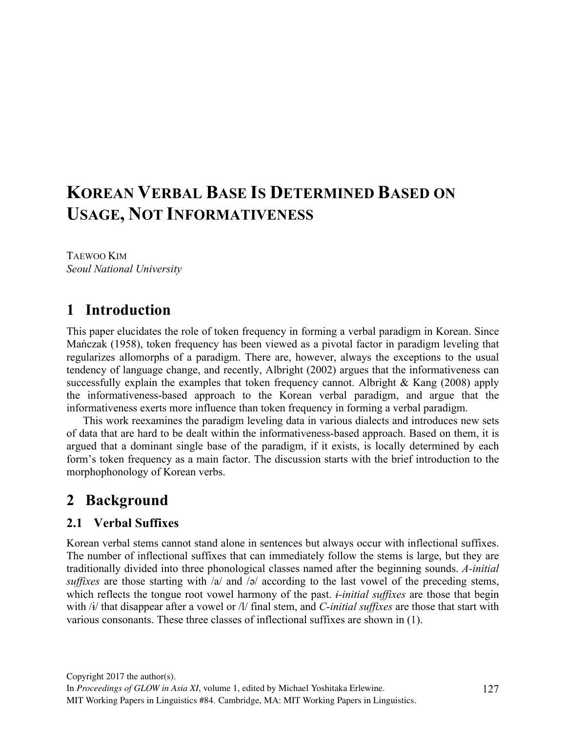# KOREAN VERBAL BASE IS DETERMINED BASED ON USAGE, NOT INFORMATIVENESS

TAEWOO KIM
*Seoul National University*

## 1 Introduction

This paper elucidates the role of token frequency in forming a verbal paradigm in Korean. Since Mańczak (1958), token frequency has been viewed as a pivotal factor in paradigm leveling that regularizes allomorphs of a paradigm. There are, however, always the exceptions to the usual tendency of language change, and recently, Albright (2002) argues that the informativeness can successfully explain the examples that token frequency cannot. Albright & Kang (2008) apply the informativeness-based approach to the Korean verbal paradigm, and argue that the informativeness exerts more influence than token frequency in forming a verbal paradigm.

This work reexamines the paradigm leveling data in various dialects and introduces new sets of data that are hard to be dealt within the informativeness-based approach. Based on them, it is argued that a dominant single base of the paradigm, if it exists, is locally determined by each form's token frequency as a main factor. The discussion starts with the brief introduction to the morphophonology of Korean verbs.

## 2 Background

### 2.1 Verbal Suffixes

Korean verbal stems cannot stand alone in sentences but always occur with inflectional suffixes. The number of inflectional suffixes that can immediately follow the stems is large, but they are traditionally divided into three phonological classes named after the beginning sounds. *A-initial suffixes* are those starting with /a/ and /ə/ according to the last vowel of the preceding stems, which reflects the tongue root vowel harmony of the past. *ɨ-initial suffixes* are those that begin with /ɨ/ that disappear after a vowel or /l/ final stem, and *C-initial suffixes* are those that start with various consonants. These three classes of inflectional suffixes are shown in (1).

Copyright 2017 the author(s).
In *Proceedings of GLOW in Asia XI*, volume 1, edited by Michael Yoshitaka Erlewine.
MIT Working Papers in Linguistics #84. Cambridge, MA: MIT Working Papers in Linguistics.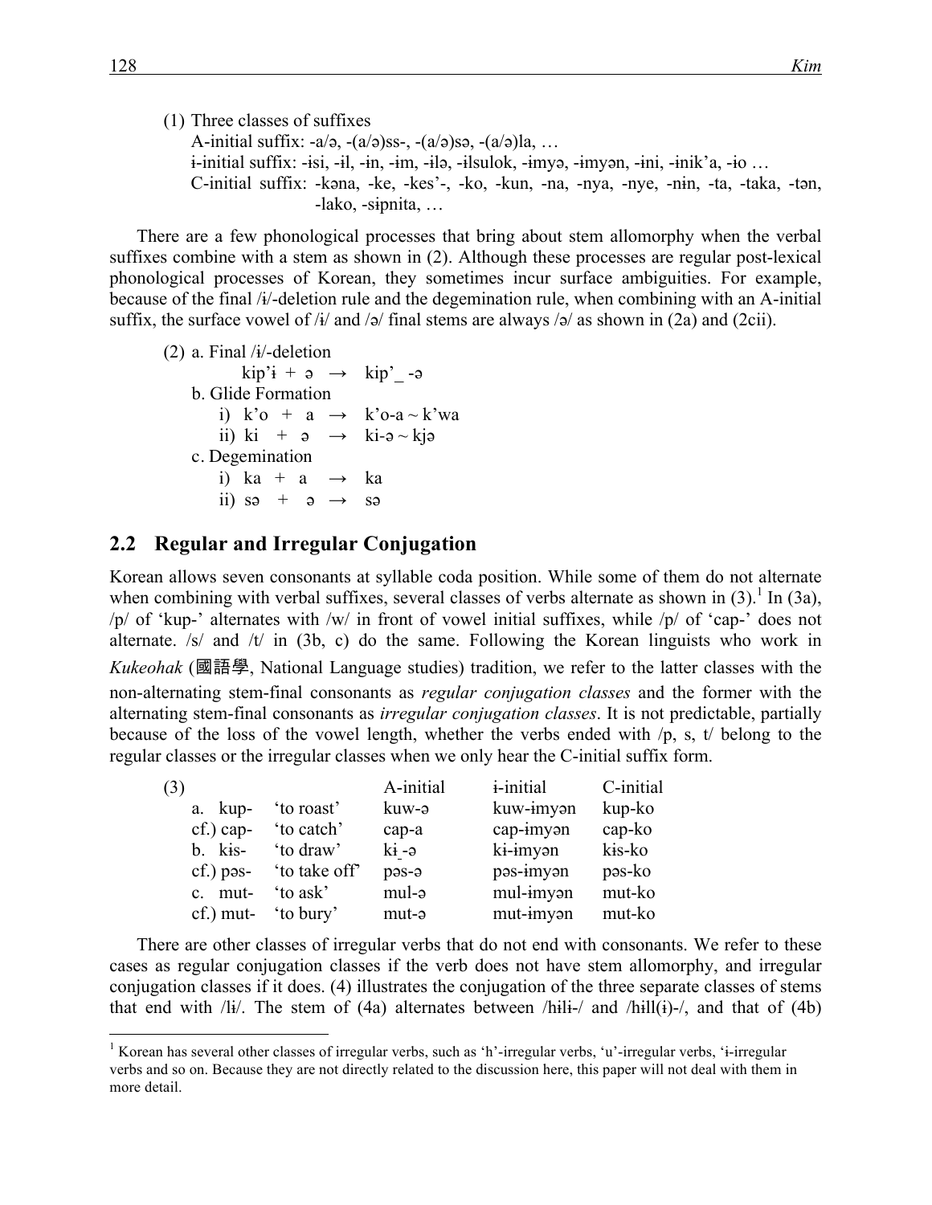(1) Three classes of suffixes
   A-initial suffix: -a/ə, -(a/ə)ss-, -(a/ə)sə, -(a/ə)la, …
   ɨ-initial suffix: -ɨsi, -ɨl, -ɨn, -ɨm, -ɨlə, -ɨlsulok, -ɨmyə, -ɨmyən, -ɨni, -ɨnik'a, -ɨo …
   C-initial suffix: -kəna, -ke, -kes'-, -ko, -kun, -na, -nya, -nye, -nɨn, -ta, -taka, -tən, -lako, -sɨpnita, …

There are a few phonological processes that bring about stem allomorphy when the verbal suffixes combine with a stem as shown in (2). Although these processes are regular post-lexical phonological processes of Korean, they sometimes incur surface ambiguities. For example, because of the final /ɨ/-deletion rule and the degemination rule, when combining with an A-initial suffix, the surface vowel of /ɨ/ and /ə/ final stems are always /ə/ as shown in (2a) and (2cii).

(2) a. Final /ɨ/-deletion
   kip'ɨ + ə → kip'_ -ə
   b. Glide Formation
   i) k'o + a → k'o-a ~ k'wa
   ii) ki + ə → ki-ə ~ kjə
   c. Degemination
   i) ka + a → ka
   ii) sə + ə → sə

## 2.2 Regular and Irregular Conjugation

Korean allows seven consonants at syllable coda position. While some of them do not alternate when combining with verbal suffixes, several classes of verbs alternate as shown in (3).[1] In (3a), /p/ of 'kup-' alternates with /w/ in front of vowel initial suffixes, while /p/ of 'cap-' does not alternate. /s/ and /t/ in (3b, c) do the same. Following the Korean linguists who work in *Kukeohak* (國語學, National Language studies) tradition, we refer to the latter classes with the non-alternating stem-final consonants as *regular conjugation classes* and the former with the alternating stem-final consonants as *irregular conjugation classes*. It is not predictable, partially because of the loss of the vowel length, whether the verbs ended with /p, s, t/ belong to the regular classes or the irregular classes when we only hear the C-initial suffix form.

| (3) | | A-initial | ɨ-initial | C-initial |
|---|---|---|---|---|
| a. kup- | 'to roast' | kuw-ə | kuw-ɨmyən | kup-ko |
| cf.) cap- | 'to catch' | cap-a | cap-ɨmyən | cap-ko |
| b. kɨs- | 'to draw' | kɨ_-ə | kɨ-ɨmyən | kɨs-ko |
| cf.) pəs- | 'to take off' | pəs-ə | pəs-ɨmyən | pəs-ko |
| c. mut- | 'to ask' | mul-ə | mul-ɨmyən | mut-ko |
| cf.) mut- | 'to bury' | mut-ə | mut-ɨmyən | mut-ko |

There are other classes of irregular verbs that do not end with consonants. We refer to these cases as regular conjugation classes if the verb does not have stem allomorphy, and irregular conjugation classes if it does. (4) illustrates the conjugation of the three separate classes of stems that end with /lɨ/. The stem of (4a) alternates between /hɨlɨ-/ and /hɨll(ɨ)-/, and that of (4b)

[1] Korean has several other classes of irregular verbs, such as 'h'-irregular verbs, 'u'-irregular verbs, 'ɨ-irregular verbs and so on. Because they are not directly related to the discussion here, this paper will not deal with them in more detail.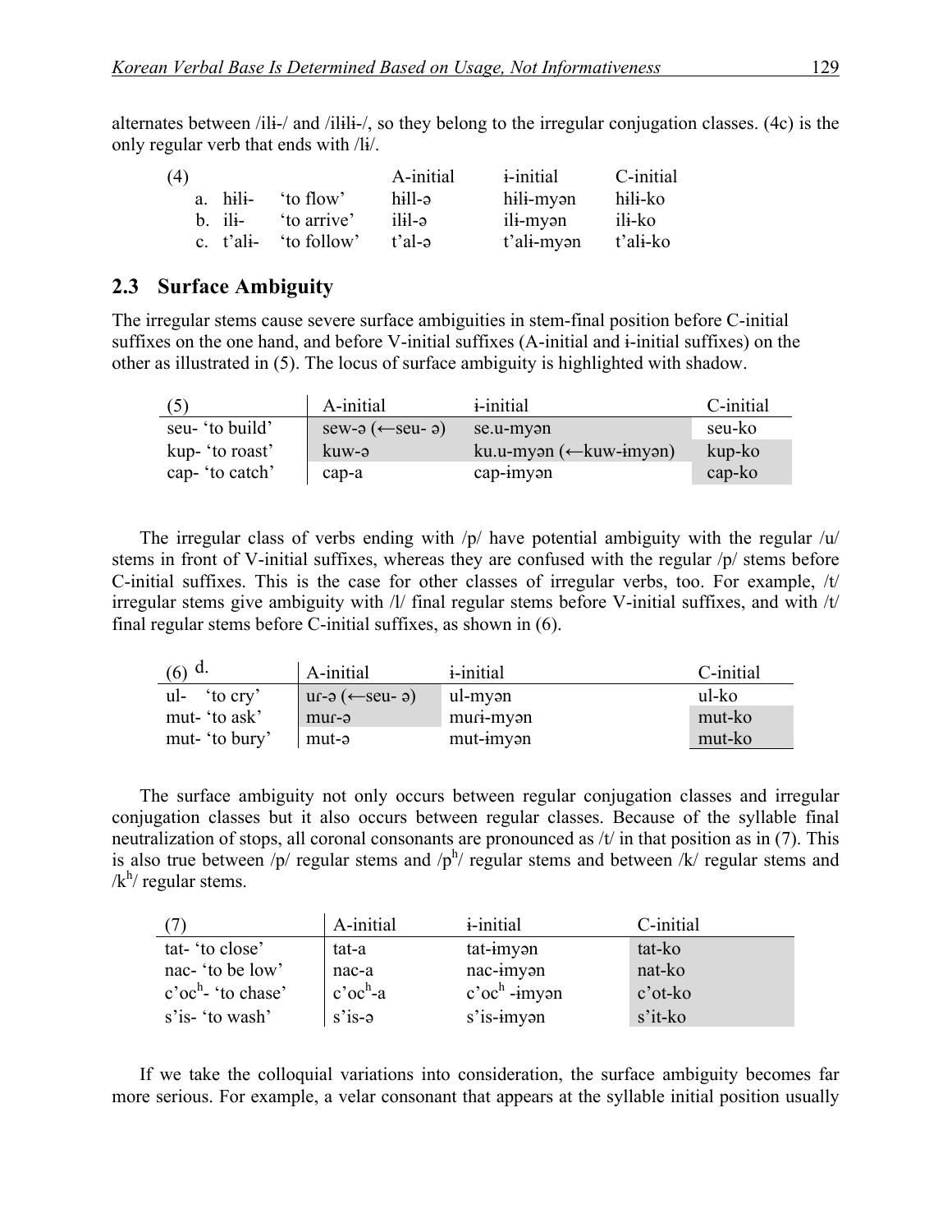alternates between /ilɨ-/ and /ilɨlɨ-/, so they belong to the irregular conjugation classes. (4c) is the only regular verb that ends with /lɨ/.

| (4) | | A-initial | ɨ-initial | C-initial |
|---|---|---|---|---|
| a. hɨlɨ- | 'to flow' | hɨll-ə | hɨlɨ-myən | hɨlɨ-ko |
| b. ilɨ- | 'to arrive' | ilɨl-ə | ilɨ-myən | ilɨ-ko |
| c. t'alɨ- | 'to follow' | t'al-ə | t'alɨ-myən | t'alɨ-ko |

## 2.3 Surface Ambiguity

The irregular stems cause severe surface ambiguities in stem-final position before C-initial suffixes on the one hand, and before V-initial suffixes (A-initial and ɨ-initial suffixes) on the other as illustrated in (5). The locus of surface ambiguity is highlighted with shadow.

| (5) | A-initial | ɨ-initial | C-initial |
|---|---|---|---|
| seu- 'to build' | sew-ə (←seu- ə) | se.u-myən | seu-ko |
| kup- 'to roast' | kuw-ə | ku.u-myən (←kuw-ɨmyən) | kup-ko |
| cap- 'to catch' | cap-a | cap-ɨmyən | cap-ko |

The irregular class of verbs ending with /p/ have potential ambiguity with the regular /u/ stems in front of V-initial suffixes, whereas they are confused with the regular /p/ stems before C-initial suffixes. This is the case for other classes of irregular verbs, too. For example, /t/ irregular stems give ambiguity with /l/ final regular stems before V-initial suffixes, and with /t/ final regular stems before C-initial suffixes, as shown in (6).

| (6) d. | A-initial | ɨ-initial | C-initial |
|---|---|---|---|
| ul- 'to cry' | uɾ-ə (←seu- ə) | ul-myən | ul-ko |
| mut- 'to ask' | muɾ-ə | muɾɨ-myən | mut-ko |
| mut- 'to bury' | mut-ə | mut-ɨmyən | mut-ko |

The surface ambiguity not only occurs between regular conjugation classes and irregular conjugation classes but it also occurs between regular classes. Because of the syllable final neutralization of stops, all coronal consonants are pronounced as /t/ in that position as in (7). This is also true between /p/ regular stems and /pʰ/ regular stems and between /k/ regular stems and /kʰ/ regular stems.

| (7) | A-initial | ɨ-initial | C-initial |
|---|---|---|---|
| tat- 'to close' | tat-a | tat-ɨmyən | tat-ko |
| nac- 'to be low' | nac-a | nac-ɨmyən | nat-ko |
| c'ocʰ- 'to chase' | c'ocʰ-a | c'ocʰ -ɨmyən | c'ot-ko |
| s'is- 'to wash' | s'is-ə | s'is-ɨmyən | s'it-ko |

If we take the colloquial variations into consideration, the surface ambiguity becomes far more serious. For example, a velar consonant that appears at the syllable initial position usually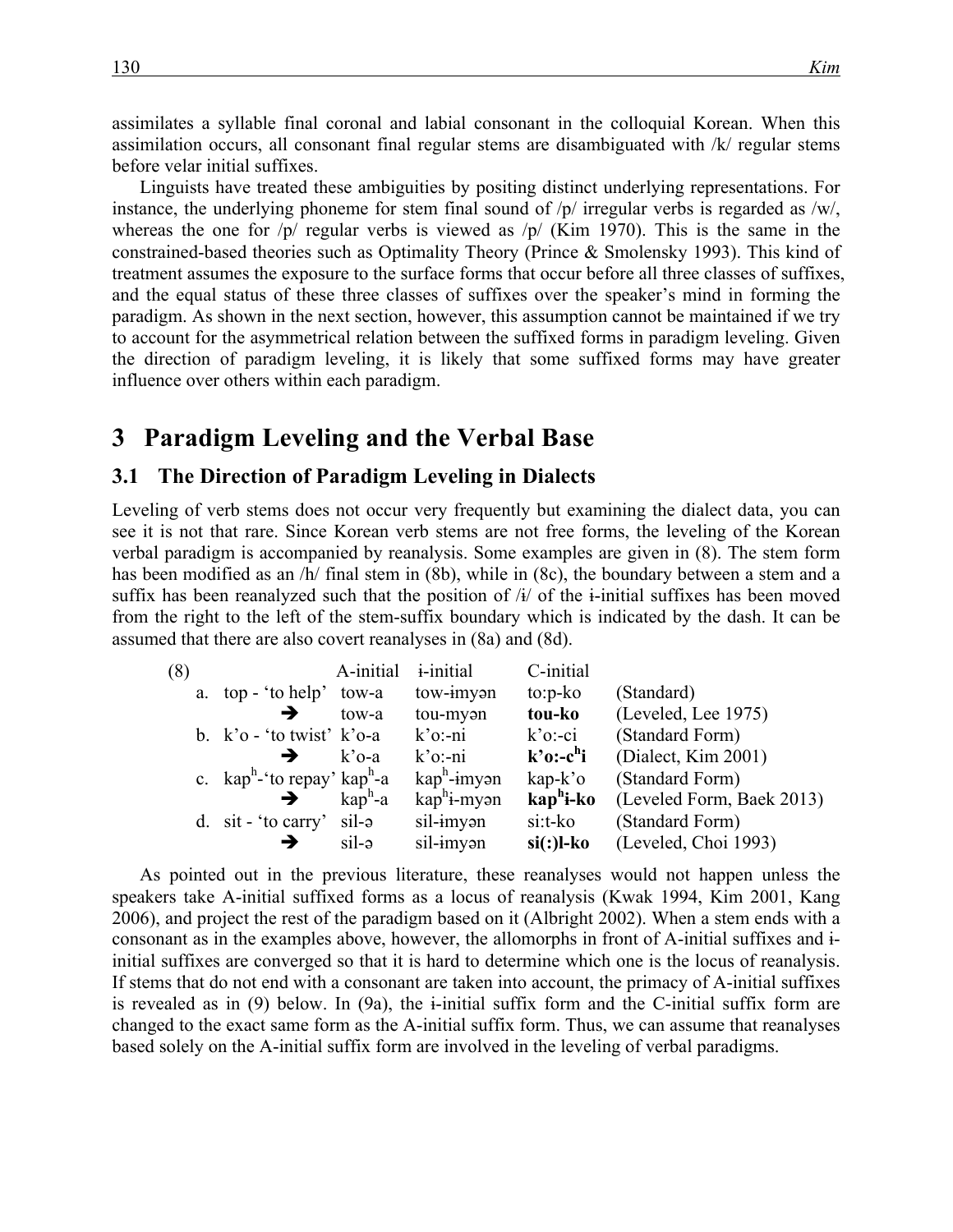assimilates a syllable final coronal and labial consonant in the colloquial Korean. When this assimilation occurs, all consonant final regular stems are disambiguated with /k/ regular stems before velar initial suffixes.

Linguists have treated these ambiguities by positing distinct underlying representations. For instance, the underlying phoneme for stem final sound of /p/ irregular verbs is regarded as /w/, whereas the one for /p/ regular verbs is viewed as /p/ (Kim 1970). This is the same in the constrained-based theories such as Optimality Theory (Prince & Smolensky 1993). This kind of treatment assumes the exposure to the surface forms that occur before all three classes of suffixes, and the equal status of these three classes of suffixes over the speaker's mind in forming the paradigm. As shown in the next section, however, this assumption cannot be maintained if we try to account for the asymmetrical relation between the suffixed forms in paradigm leveling. Given the direction of paradigm leveling, it is likely that some suffixed forms may have greater influence over others within each paradigm.

# 3 Paradigm Leveling and the Verbal Base

## 3.1 The Direction of Paradigm Leveling in Dialects

Leveling of verb stems does not occur very frequently but examining the dialect data, you can see it is not that rare. Since Korean verb stems are not free forms, the leveling of the Korean verbal paradigm is accompanied by reanalysis. Some examples are given in (8). The stem form has been modified as an /h/ final stem in (8b), while in (8c), the boundary between a stem and a suffix has been reanalyzed such that the position of /ɨ/ of the ɨ-initial suffixes has been moved from the right to the left of the stem-suffix boundary which is indicated by the dash. It can be assumed that there are also covert reanalyses in (8a) and (8d).

| (8) | | A-initial | ɨ-initial | C-initial | |
|---|---|---|---|---|---|
| | a. top - 'to help' | tow-a | tow-ɨmyən | to:p-ko | (Standard) |
| | ➔ | tow-a | tou-myən | **tou-ko** | (Leveled, Lee 1975) |
| | b. k'o - 'to twist' | k'o-a | k'o:-ni | k'o:-ci | (Standard Form) |
| | ➔ | k'o-a | k'o:-ni | **k'o:-c$^h$i** | (Dialect, Kim 2001) |
| | c. kap$^h$-'to repay' | kap$^h$-a | kap$^h$-ɨmyən | kap-k'o | (Standard Form) |
| | ➔ | kap$^h$-a | kap$^h$ɨ-myən | **kap$^h$ɨ-ko** | (Leveled Form, Baek 2013) |
| | d. sit - 'to carry' | sil-ə | sil-ɨmyən | si:t-ko | (Standard Form) |
| | ➔ | sil-ə | sil-ɨmyən | **si(:)l-ko** | (Leveled, Choi 1993) |

As pointed out in the previous literature, these reanalyses would not happen unless the speakers take A-initial suffixed forms as a locus of reanalysis (Kwak 1994, Kim 2001, Kang 2006), and project the rest of the paradigm based on it (Albright 2002). When a stem ends with a consonant as in the examples above, however, the allomorphs in front of A-initial suffixes and ɨ-initial suffixes are converged so that it is hard to determine which one is the locus of reanalysis. If stems that do not end with a consonant are taken into account, the primacy of A-initial suffixes is revealed as in (9) below. In (9a), the ɨ-initial suffix form and the C-initial suffix form are changed to the exact same form as the A-initial suffix form. Thus, we can assume that reanalyses based solely on the A-initial suffix form are involved in the leveling of verbal paradigms.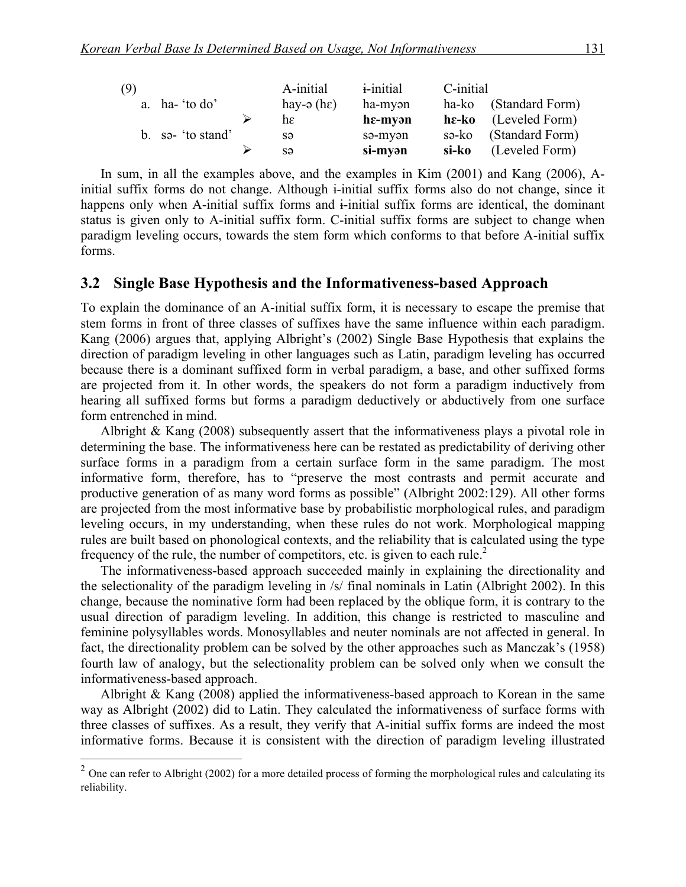| (9) | | A-initial | ɨ-initial | C-initial | |
|---|---|---|---|---|---|
| a. ha- 'to do' | | hay-ə (hɛ) | ha-myən | ha-ko | (Standard Form) |
| | ➢ | hɛ | **hɛ-myən** | **hɛ-ko** | (Leveled Form) |
| b. sə- 'to stand' | | sə | sə-myən | sə-ko | (Standard Form) |
| | ➢ | sə | **si-myən** | **si-ko** | (Leveled Form) |

In sum, in all the examples above, and the examples in Kim (2001) and Kang (2006), A-initial suffix forms do not change. Although ɨ-initial suffix forms also do not change, since it happens only when A-initial suffix forms and ɨ-initial suffix forms are identical, the dominant status is given only to A-initial suffix form. C-initial suffix forms are subject to change when paradigm leveling occurs, towards the stem form which conforms to that before A-initial suffix forms.

## 3.2 Single Base Hypothesis and the Informativeness-based Approach

To explain the dominance of an A-initial suffix form, it is necessary to escape the premise that stem forms in front of three classes of suffixes have the same influence within each paradigm. Kang (2006) argues that, applying Albright's (2002) Single Base Hypothesis that explains the direction of paradigm leveling in other languages such as Latin, paradigm leveling has occurred because there is a dominant suffixed form in verbal paradigm, a base, and other suffixed forms are projected from it. In other words, the speakers do not form a paradigm inductively from hearing all suffixed forms but forms a paradigm deductively or abductively from one surface form entrenched in mind.

Albright & Kang (2008) subsequently assert that the informativeness plays a pivotal role in determining the base. The informativeness here can be restated as predictability of deriving other surface forms in a paradigm from a certain surface form in the same paradigm. The most informative form, therefore, has to "preserve the most contrasts and permit accurate and productive generation of as many word forms as possible" (Albright 2002:129). All other forms are projected from the most informative base by probabilistic morphological rules, and paradigm leveling occurs, in my understanding, when these rules do not work. Morphological mapping rules are built based on phonological contexts, and the reliability that is calculated using the type frequency of the rule, the number of competitors, etc. is given to each rule.[2]

The informativeness-based approach succeeded mainly in explaining the directionality and the selectionality of the paradigm leveling in /s/ final nominals in Latin (Albright 2002). In this change, because the nominative form had been replaced by the oblique form, it is contrary to the usual direction of paradigm leveling. In addition, this change is restricted to masculine and feminine polysyllables words. Monosyllables and neuter nominals are not affected in general. In fact, the directionality problem can be solved by the other approaches such as Manczak's (1958) fourth law of analogy, but the selectionality problem can be solved only when we consult the informativeness-based approach.

Albright & Kang (2008) applied the informativeness-based approach to Korean in the same way as Albright (2002) did to Latin. They calculated the informativeness of surface forms with three classes of suffixes. As a result, they verify that A-initial suffix forms are indeed the most informative forms. Because it is consistent with the direction of paradigm leveling illustrated

[2] One can refer to Albright (2002) for a more detailed process of forming the morphological rules and calculating its reliability.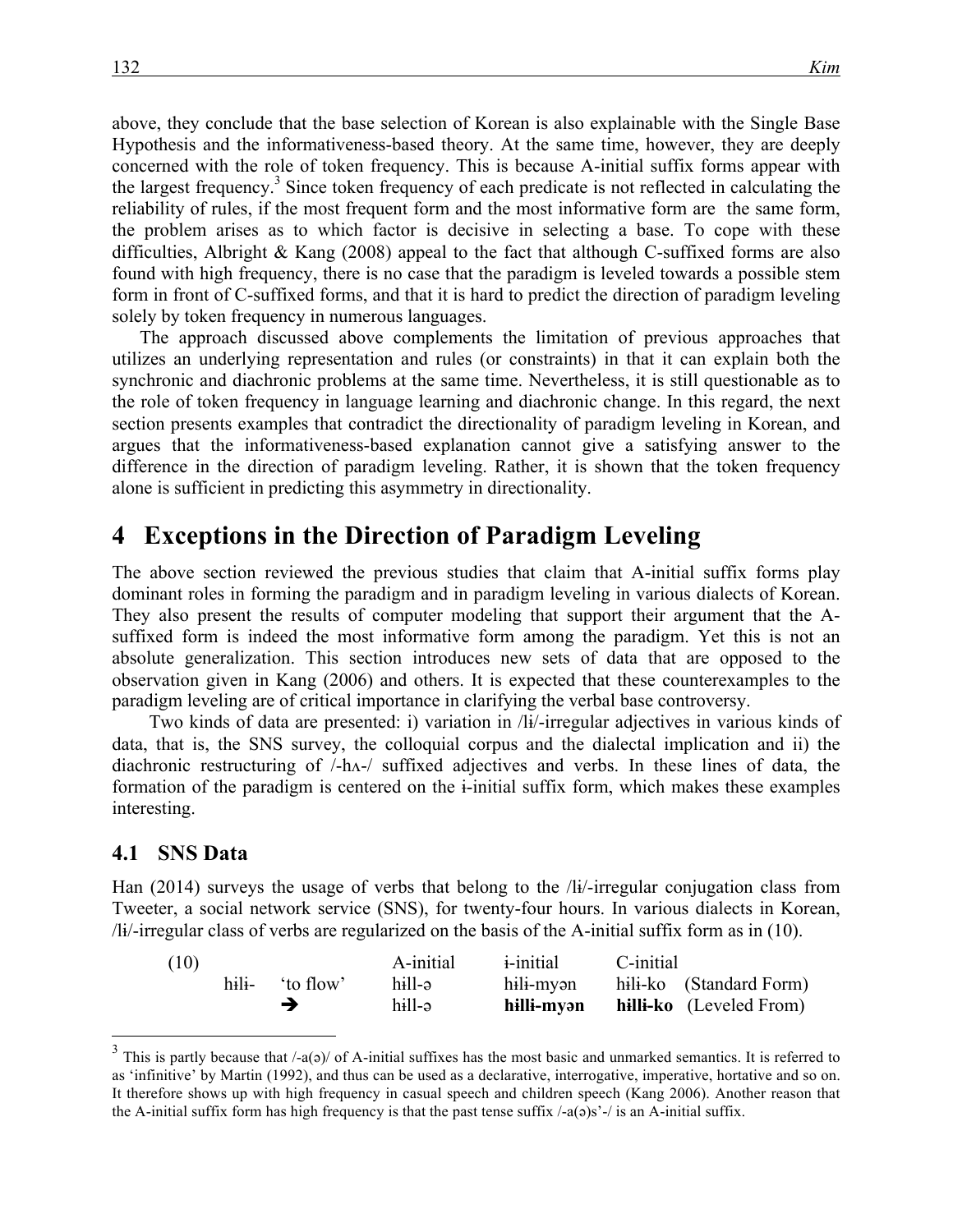above, they conclude that the base selection of Korean is also explainable with the Single Base Hypothesis and the informativeness-based theory. At the same time, however, they are deeply concerned with the role of token frequency. This is because A-initial suffix forms appear with the largest frequency.[3] Since token frequency of each predicate is not reflected in calculating the reliability of rules, if the most frequent form and the most informative form are the same form, the problem arises as to which factor is decisive in selecting a base. To cope with these difficulties, Albright & Kang (2008) appeal to the fact that although C-suffixed forms are also found with high frequency, there is no case that the paradigm is leveled towards a possible stem form in front of C-suffixed forms, and that it is hard to predict the direction of paradigm leveling solely by token frequency in numerous languages.

The approach discussed above complements the limitation of previous approaches that utilizes an underlying representation and rules (or constraints) in that it can explain both the synchronic and diachronic problems at the same time. Nevertheless, it is still questionable as to the role of token frequency in language learning and diachronic change. In this regard, the next section presents examples that contradict the directionality of paradigm leveling in Korean, and argues that the informativeness-based explanation cannot give a satisfying answer to the difference in the direction of paradigm leveling. Rather, it is shown that the token frequency alone is sufficient in predicting this asymmetry in directionality.

# 4 Exceptions in the Direction of Paradigm Leveling

The above section reviewed the previous studies that claim that A-initial suffix forms play dominant roles in forming the paradigm and in paradigm leveling in various dialects of Korean. They also present the results of computer modeling that support their argument that the A-suffixed form is indeed the most informative form among the paradigm. Yet this is not an absolute generalization. This section introduces new sets of data that are opposed to the observation given in Kang (2006) and others. It is expected that these counterexamples to the paradigm leveling are of critical importance in clarifying the verbal base controversy.

Two kinds of data are presented: i) variation in /lɨ/-irregular adjectives in various kinds of data, that is, the SNS survey, the colloquial corpus and the dialectal implication and ii) the diachronic restructuring of /-hʌ-/ suffixed adjectives and verbs. In these lines of data, the formation of the paradigm is centered on the ɨ-initial suffix form, which makes these examples interesting.

## 4.1 SNS Data

Han (2014) surveys the usage of verbs that belong to the /lɨ/-irregular conjugation class from Tweeter, a social network service (SNS), for twenty-four hours. In various dialects in Korean, /lɨ/-irregular class of verbs are regularized on the basis of the A-initial suffix form as in (10).

(10)

| | | | A-initial | ɨ-initial | C-initial | |
|---|---|---|---|---|---|---|
| | hɨlɨ- | 'to flow' | hɨll-ə | hɨlɨ-myən | hɨlɨ-ko | (Standard Form) |
| | ➔ | | hɨll-ə | **hɨllɨ-myən** | **hɨllɨ-ko** | (Leveled From) |

[3] This is partly because that /-a(ə)/ of A-initial suffixes has the most basic and unmarked semantics. It is referred to as 'infinitive' by Martin (1992), and thus can be used as a declarative, interrogative, imperative, hortative and so on. It therefore shows up with high frequency in casual speech and children speech (Kang 2006). Another reason that the A-initial suffix form has high frequency is that the past tense suffix /-a(ə)s'-/ is an A-initial suffix.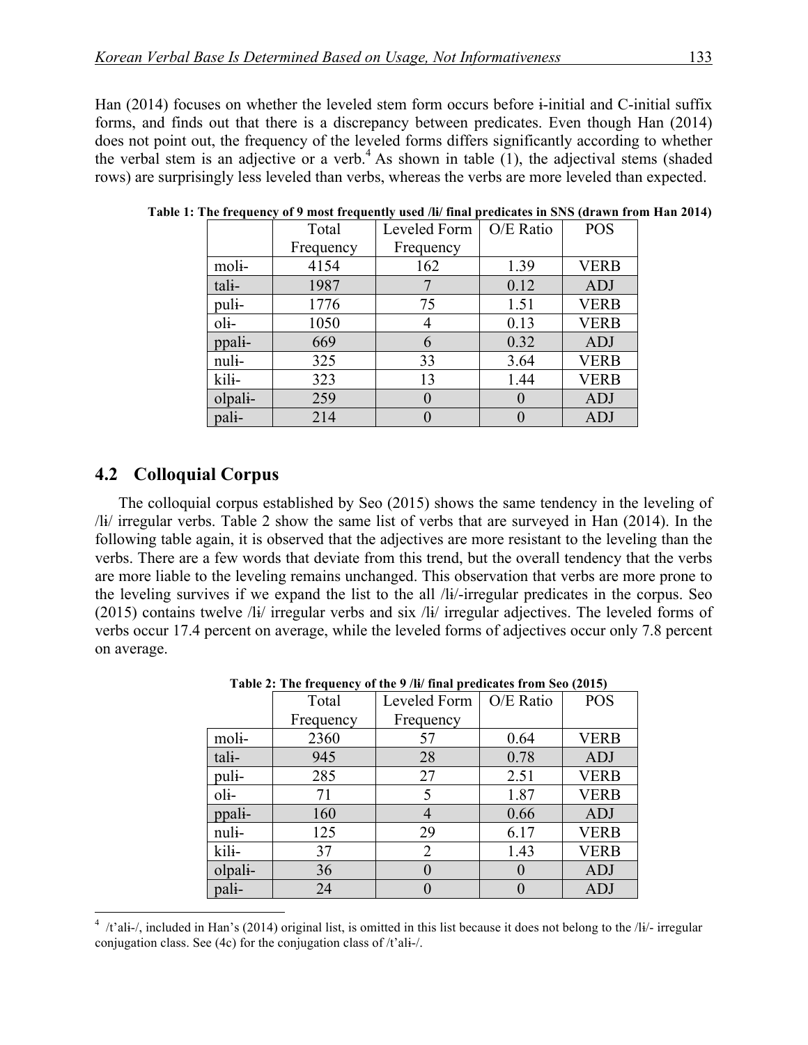Han (2014) focuses on whether the leveled stem form occurs before ɨ-initial and C-initial suffix forms, and finds out that there is a discrepancy between predicates. Even though Han (2014) does not point out, the frequency of the leveled forms differs significantly according to whether the verbal stem is an adjective or a verb.[4] As shown in table (1), the adjectival stems (shaded rows) are surprisingly less leveled than verbs, whereas the verbs are more leveled than expected.

**Table 1: The frequency of 9 most frequently used /lɨ/ final predicates in SNS (drawn from Han 2014)**

| | Total Frequency | Leveled Form Frequency | O/E Ratio | POS |
|---|---|---|---|---|
| molɨ- | 4154 | 162 | 1.39 | VERB |
| talɨ- | 1987 | 7 | 0.12 | ADJ |
| pulɨ- | 1776 | 75 | 1.51 | VERB |
| olɨ- | 1050 | 4 | 0.13 | VERB |
| ppalɨ- | 669 | 6 | 0.32 | ADJ |
| nulɨ- | 325 | 33 | 3.64 | VERB |
| kilɨ- | 323 | 13 | 1.44 | VERB |
| olpalɨ- | 259 | 0 | 0 | ADJ |
| palɨ- | 214 | 0 | 0 | ADJ |

## 4.2 Colloquial Corpus

The colloquial corpus established by Seo (2015) shows the same tendency in the leveling of /lɨ/ irregular verbs. Table 2 show the same list of verbs that are surveyed in Han (2014). In the following table again, it is observed that the adjectives are more resistant to the leveling than the verbs. There are a few words that deviate from this trend, but the overall tendency that the verbs are more liable to the leveling remains unchanged. This observation that verbs are more prone to the leveling survives if we expand the list to the all /lɨ/-irregular predicates in the corpus. Seo (2015) contains twelve /lɨ/ irregular verbs and six /lɨ/ irregular adjectives. The leveled forms of verbs occur 17.4 percent on average, while the leveled forms of adjectives occur only 7.8 percent on average.

**Table 2: The frequency of the 9 /lɨ/ final predicates from Seo (2015)**

| | Total Frequency | Leveled Form Frequency | O/E Ratio | POS |
|---|---|---|---|---|
| molɨ- | 2360 | 57 | 0.64 | VERB |
| talɨ- | 945 | 28 | 0.78 | ADJ |
| pulɨ- | 285 | 27 | 2.51 | VERB |
| olɨ- | 71 | 5 | 1.87 | VERB |
| ppalɨ- | 160 | 4 | 0.66 | ADJ |
| nulɨ- | 125 | 29 | 6.17 | VERB |
| kilɨ- | 37 | 2 | 1.43 | VERB |
| olpalɨ- | 36 | 0 | 0 | ADJ |
| palɨ- | 24 | 0 | 0 | ADJ |

[4] /t'alɨ-/, included in Han's (2014) original list, is omitted in this list because it does not belong to the /lɨ/- irregular conjugation class. See (4c) for the conjugation class of /t'alɨ-/.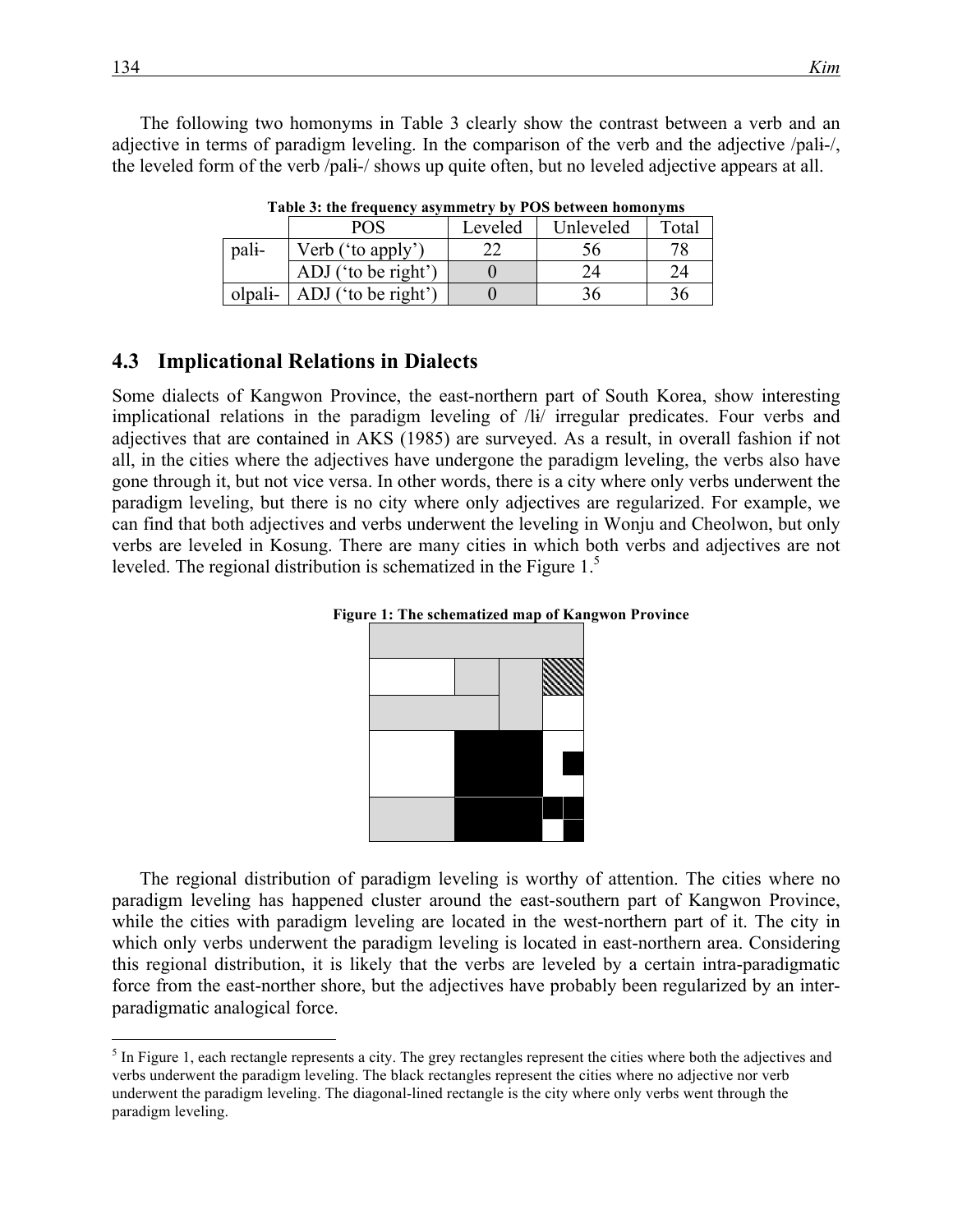The following two homonyms in Table 3 clearly show the contrast between a verb and an adjective in terms of paradigm leveling. In the comparison of the verb and the adjective /palɨ-/, the leveled form of the verb /palɨ-/ shows up quite often, but no leveled adjective appears at all.

**Table 3: the frequency asymmetry by POS between homonyms**

| | POS | Leveled | Unleveled | Total |
|---|---|---|---|---|
| palɨ- | Verb (‘to apply’) | 22 | 56 | 78 |
| | ADJ (‘to be right’) | 0 | 24 | 24 |
| olpalɨ- | ADJ (‘to be right’) | 0 | 36 | 36 |

## 4.3 Implicational Relations in Dialects

Some dialects of Kangwon Province, the east-northern part of South Korea, show interesting implicational relations in the paradigm leveling of /lɨ/ irregular predicates. Four verbs and adjectives that are contained in AKS (1985) are surveyed. As a result, in overall fashion if not all, in the cities where the adjectives have undergone the paradigm leveling, the verbs also have gone through it, but not vice versa. In other words, there is a city where only verbs underwent the paradigm leveling, but there is no city where only adjectives are regularized. For example, we can find that both adjectives and verbs underwent the leveling in Wonju and Cheolwon, but only verbs are leveled in Kosung. There are many cities in which both verbs and adjectives are not leveled. The regional distribution is schematized in the Figure 1.[5]

**Figure 1: The schematized map of Kangwon Province**

The regional distribution of paradigm leveling is worthy of attention. The cities where no paradigm leveling has happened cluster around the east-southern part of Kangwon Province, while the cities with paradigm leveling are located in the west-northern part of it. The city in which only verbs underwent the paradigm leveling is located in east-northern area. Considering this regional distribution, it is likely that the verbs are leveled by a certain intra-paradigmatic force from the east-norther shore, but the adjectives have probably been regularized by an inter-paradigmatic analogical force.

[5] In Figure 1, each rectangle represents a city. The grey rectangles represent the cities where both the adjectives and verbs underwent the paradigm leveling. The black rectangles represent the cities where no adjective nor verb underwent the paradigm leveling. The diagonal-lined rectangle is the city where only verbs went through the paradigm leveling.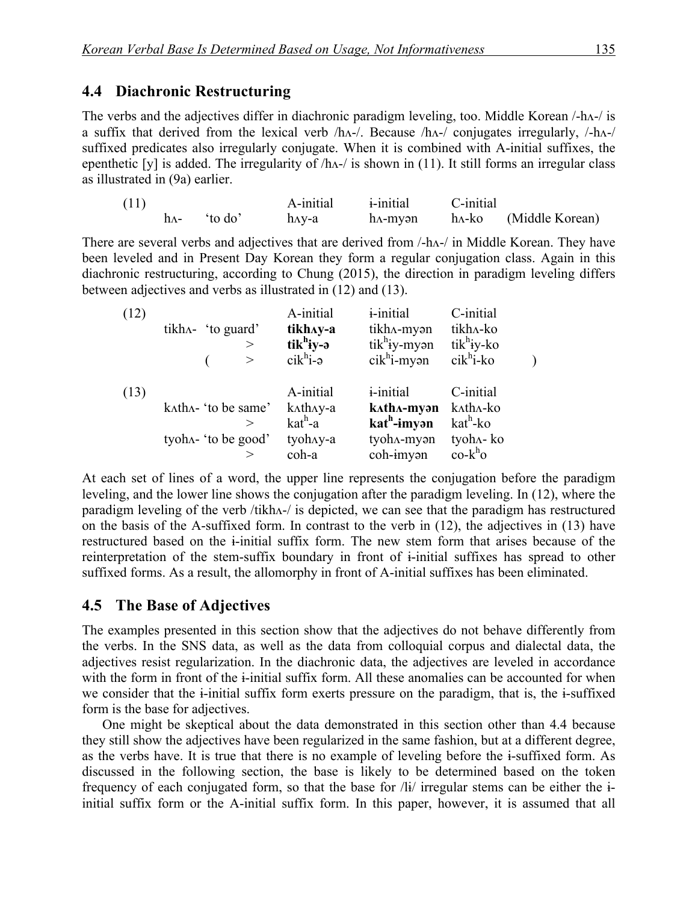## 4.4 Diachronic Restructuring

The verbs and the adjectives differ in diachronic paradigm leveling, too. Middle Korean /-hʌ-/ is a suffix that derived from the lexical verb /hʌ-/. Because /hʌ-/ conjugates irregularly, /-hʌ-/ suffixed predicates also irregularly conjugate. When it is combined with A-initial suffixes, the epenthetic [y] is added. The irregularity of /hʌ-/ is shown in (11). It still forms an irregular class as illustrated in (9a) earlier.

| (11) | | | A-initial | ɨ-initial | C-initial | |
|---|---|---|---|---|---|---|
| | hʌ- | 'to do' | hʌy-a | hʌ-myən | hʌ-ko | (Middle Korean) |

There are several verbs and adjectives that are derived from /-hʌ-/ in Middle Korean. They have been leveled and in Present Day Korean they form a regular conjugation class. Again in this diachronic restructuring, according to Chung (2015), the direction in paradigm leveling differs between adjectives and verbs as illustrated in (12) and (13).

| (12) | | A-initial | ɨ-initial | C-initial | |
|---|---|---|---|---|---|
| | tikhʌ- 'to guard' | **tikhʌy-a** | tikhʌ-myən | tikhʌ-ko | |
| | > | **tikʰɨy-ə** | tikʰɨy-myən | tikʰɨy-ko | |
| | ( > | cikʰi-ə | cikʰi-myən | cikʰi-ko | ) |

| (13) | | A-initial | ɨ-initial | C-initial |
|---|---|---|---|---|
| | kʌthʌ- 'to be same' | kʌthʌy-a | **kʌthʌ-myən** | kʌthʌ-ko |
| | > | katʰ-a | **katʰ-ɨmyən** | katʰ-ko |
| | tyohʌ- 'to be good' | tyohʌy-a | tyohʌ-myən | tyohʌ- ko |
| | > | coh-a | coh-ɨmyən | co-kʰo |

At each set of lines of a word, the upper line represents the conjugation before the paradigm leveling, and the lower line shows the conjugation after the paradigm leveling. In (12), where the paradigm leveling of the verb /tikhʌ-/ is depicted, we can see that the paradigm has restructured on the basis of the A-suffixed form. In contrast to the verb in (12), the adjectives in (13) have restructured based on the ɨ-initial suffix form. The new stem form that arises because of the reinterpretation of the stem-suffix boundary in front of ɨ-initial suffixes has spread to other suffixed forms. As a result, the allomorphy in front of A-initial suffixes has been eliminated.

## 4.5 The Base of Adjectives

The examples presented in this section show that the adjectives do not behave differently from the verbs. In the SNS data, as well as the data from colloquial corpus and dialectal data, the adjectives resist regularization. In the diachronic data, the adjectives are leveled in accordance with the form in front of the ɨ-initial suffix form. All these anomalies can be accounted for when we consider that the ɨ-initial suffix form exerts pressure on the paradigm, that is, the ɨ-suffixed form is the base for adjectives.

One might be skeptical about the data demonstrated in this section other than 4.4 because they still show the adjectives have been regularized in the same fashion, but at a different degree, as the verbs have. It is true that there is no example of leveling before the ɨ-suffixed form. As discussed in the following section, the base is likely to be determined based on the token frequency of each conjugated form, so that the base for /lɨ/ irregular stems can be either the ɨ-initial suffix form or the A-initial suffix form. In this paper, however, it is assumed that all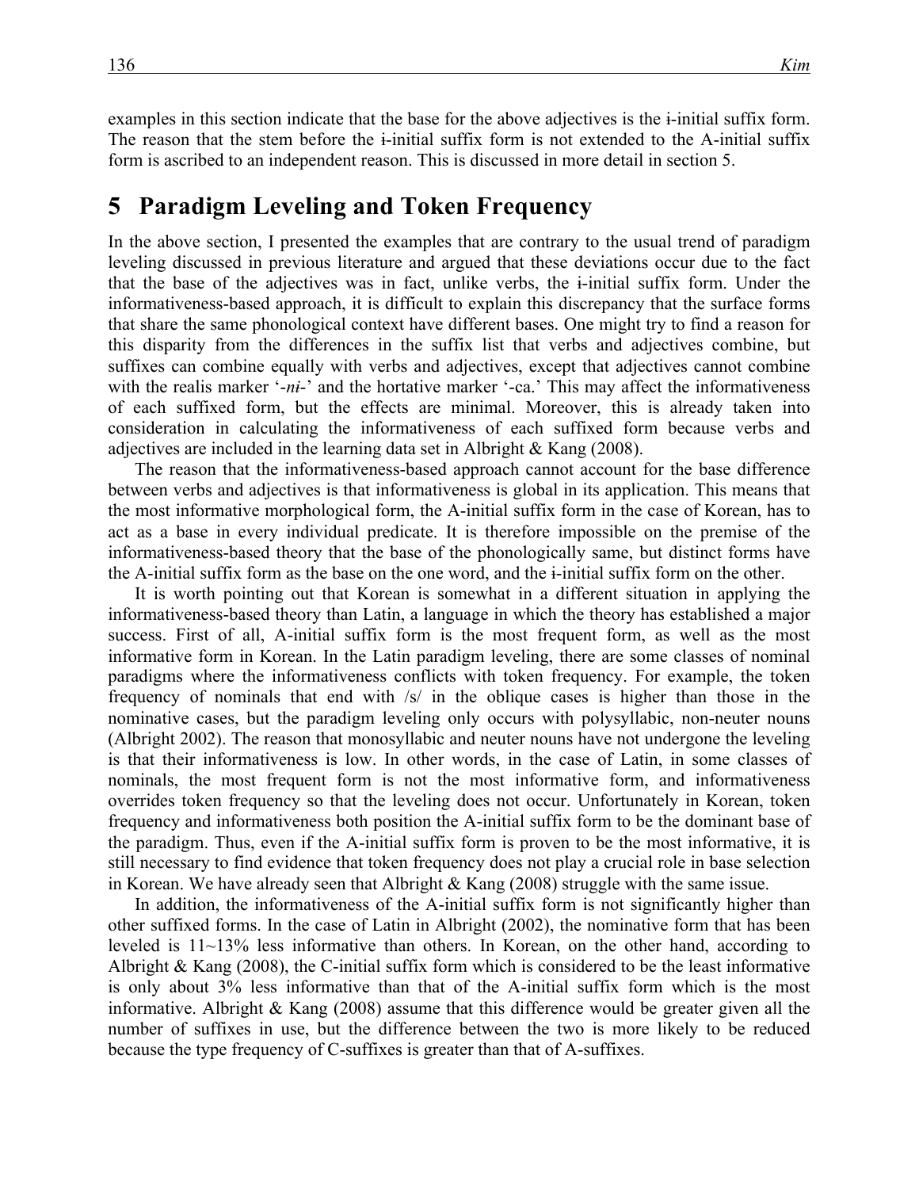examples in this section indicate that the base for the above adjectives is the ɨ-initial suffix form. The reason that the stem before the ɨ-initial suffix form is not extended to the A-initial suffix form is ascribed to an independent reason. This is discussed in more detail in section 5.

## 5 Paradigm Leveling and Token Frequency

In the above section, I presented the examples that are contrary to the usual trend of paradigm leveling discussed in previous literature and argued that these deviations occur due to the fact that the base of the adjectives was in fact, unlike verbs, the ɨ-initial suffix form. Under the informativeness-based approach, it is difficult to explain this discrepancy that the surface forms that share the same phonological context have different bases. One might try to find a reason for this disparity from the differences in the suffix list that verbs and adjectives combine, but suffixes can combine equally with verbs and adjectives, except that adjectives cannot combine with the realis marker '*-nɨ-*' and the hortative marker '-ca.' This may affect the informativeness of each suffixed form, but the effects are minimal. Moreover, this is already taken into consideration in calculating the informativeness of each suffixed form because verbs and adjectives are included in the learning data set in Albright & Kang (2008).

The reason that the informativeness-based approach cannot account for the base difference between verbs and adjectives is that informativeness is global in its application. This means that the most informative morphological form, the A-initial suffix form in the case of Korean, has to act as a base in every individual predicate. It is therefore impossible on the premise of the informativeness-based theory that the base of the phonologically same, but distinct forms have the A-initial suffix form as the base on the one word, and the ɨ-initial suffix form on the other.

It is worth pointing out that Korean is somewhat in a different situation in applying the informativeness-based theory than Latin, a language in which the theory has established a major success. First of all, A-initial suffix form is the most frequent form, as well as the most informative form in Korean. In the Latin paradigm leveling, there are some classes of nominal paradigms where the informativeness conflicts with token frequency. For example, the token frequency of nominals that end with /s/ in the oblique cases is higher than those in the nominative cases, but the paradigm leveling only occurs with polysyllabic, non-neuter nouns (Albright 2002). The reason that monosyllabic and neuter nouns have not undergone the leveling is that their informativeness is low. In other words, in the case of Latin, in some classes of nominals, the most frequent form is not the most informative form, and informativeness overrides token frequency so that the leveling does not occur. Unfortunately in Korean, token frequency and informativeness both position the A-initial suffix form to be the dominant base of the paradigm. Thus, even if the A-initial suffix form is proven to be the most informative, it is still necessary to find evidence that token frequency does not play a crucial role in base selection in Korean. We have already seen that Albright & Kang (2008) struggle with the same issue.

In addition, the informativeness of the A-initial suffix form is not significantly higher than other suffixed forms. In the case of Latin in Albright (2002), the nominative form that has been leveled is 11~13% less informative than others. In Korean, on the other hand, according to Albright & Kang (2008), the C-initial suffix form which is considered to be the least informative is only about 3% less informative than that of the A-initial suffix form which is the most informative. Albright & Kang (2008) assume that this difference would be greater given all the number of suffixes in use, but the difference between the two is more likely to be reduced because the type frequency of C-suffixes is greater than that of A-suffixes.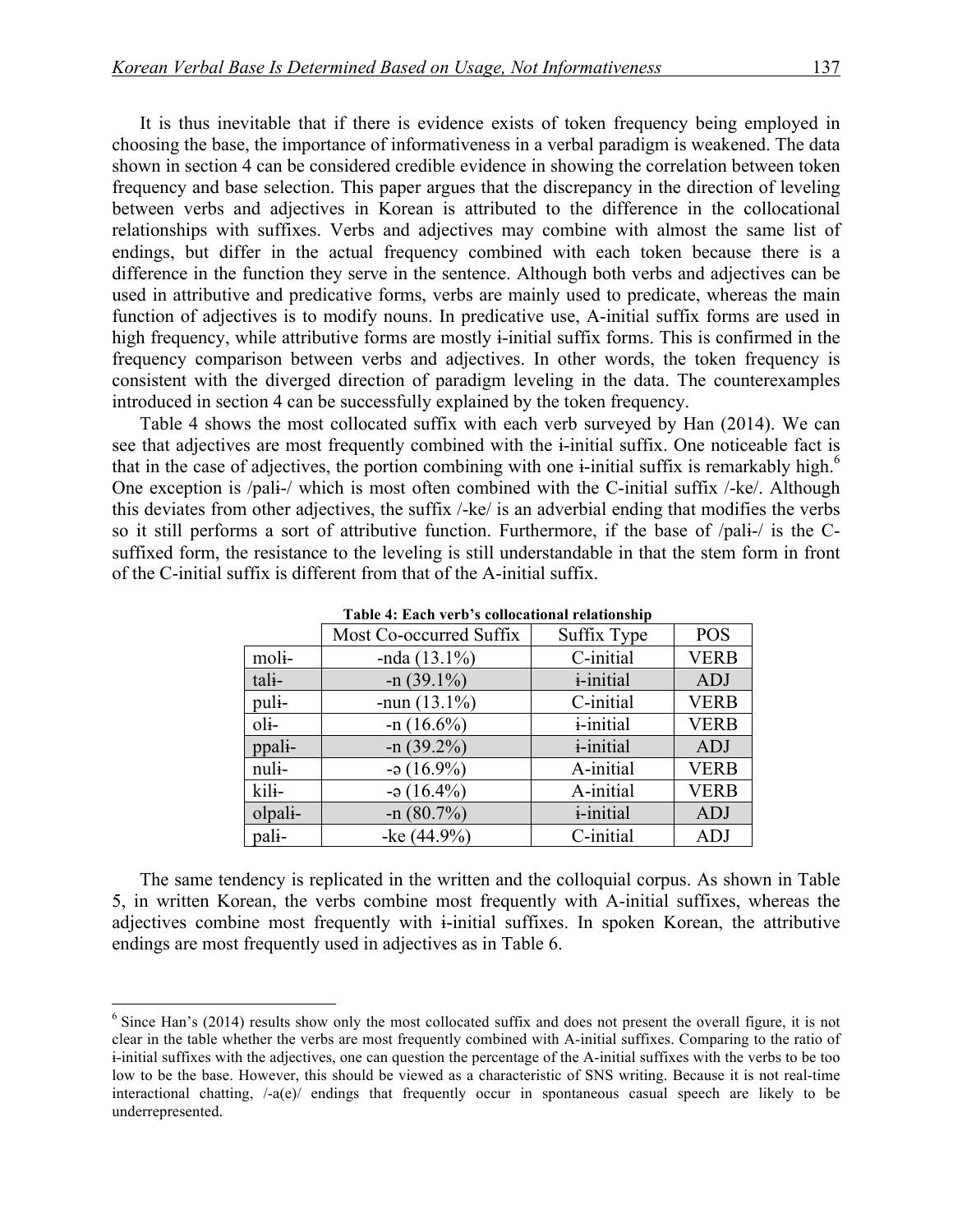It is thus inevitable that if there is evidence exists of token frequency being employed in choosing the base, the importance of informativeness in a verbal paradigm is weakened. The data shown in section 4 can be considered credible evidence in showing the correlation between token frequency and base selection. This paper argues that the discrepancy in the direction of leveling between verbs and adjectives in Korean is attributed to the difference in the collocational relationships with suffixes. Verbs and adjectives may combine with almost the same list of endings, but differ in the actual frequency combined with each token because there is a difference in the function they serve in the sentence. Although both verbs and adjectives can be used in attributive and predicative forms, verbs are mainly used to predicate, whereas the main function of adjectives is to modify nouns. In predicative use, A-initial suffix forms are used in high frequency, while attributive forms are mostly ɨ-initial suffix forms. This is confirmed in the frequency comparison between verbs and adjectives. In other words, the token frequency is consistent with the diverged direction of paradigm leveling in the data. The counterexamples introduced in section 4 can be successfully explained by the token frequency.

Table 4 shows the most collocated suffix with each verb surveyed by Han (2014). We can see that adjectives are most frequently combined with the ɨ-initial suffix. One noticeable fact is that in the case of adjectives, the portion combining with one ɨ-initial suffix is remarkably high.[6] One exception is /palɨ-/ which is most often combined with the C-initial suffix /-ke/. Although this deviates from other adjectives, the suffix /-ke/ is an adverbial ending that modifies the verbs so it still performs a sort of attributive function. Furthermore, if the base of /palɨ-/ is the C-suffixed form, the resistance to the leveling is still understandable in that the stem form in front of the C-initial suffix is different from that of the A-initial suffix.

**Table 4: Each verb's collocational relationship**

| | Most Co-occurred Suffix | Suffix Type | POS |
|---|---|---|---|
| molɨ- | -nda (13.1%) | C-initial | VERB |
| talɨ- | -n (39.1%) | ɨ-initial | ADJ |
| pulɨ- | -nun (13.1%) | C-initial | VERB |
| olɨ- | -n (16.6%) | ɨ-initial | VERB |
| ppalɨ- | -n (39.2%) | ɨ-initial | ADJ |
| nulɨ- | -ə (16.9%) | A-initial | VERB |
| kilɨ- | -ə (16.4%) | A-initial | VERB |
| olpalɨ- | -n (80.7%) | ɨ-initial | ADJ |
| palɨ- | -ke (44.9%) | C-initial | ADJ |

The same tendency is replicated in the written and the colloquial corpus. As shown in Table 5, in written Korean, the verbs combine most frequently with A-initial suffixes, whereas the adjectives combine most frequently with ɨ-initial suffixes. In spoken Korean, the attributive endings are most frequently used in adjectives as in Table 6.

[6] Since Han's (2014) results show only the most collocated suffix and does not present the overall figure, it is not clear in the table whether the verbs are most frequently combined with A-initial suffixes. Comparing to the ratio of ɨ-initial suffixes with the adjectives, one can question the percentage of the A-initial suffixes with the verbs to be too low to be the base. However, this should be viewed as a characteristic of SNS writing. Because it is not real-time interactional chatting, /-a(e)/ endings that frequently occur in spontaneous casual speech are likely to be underrepresented.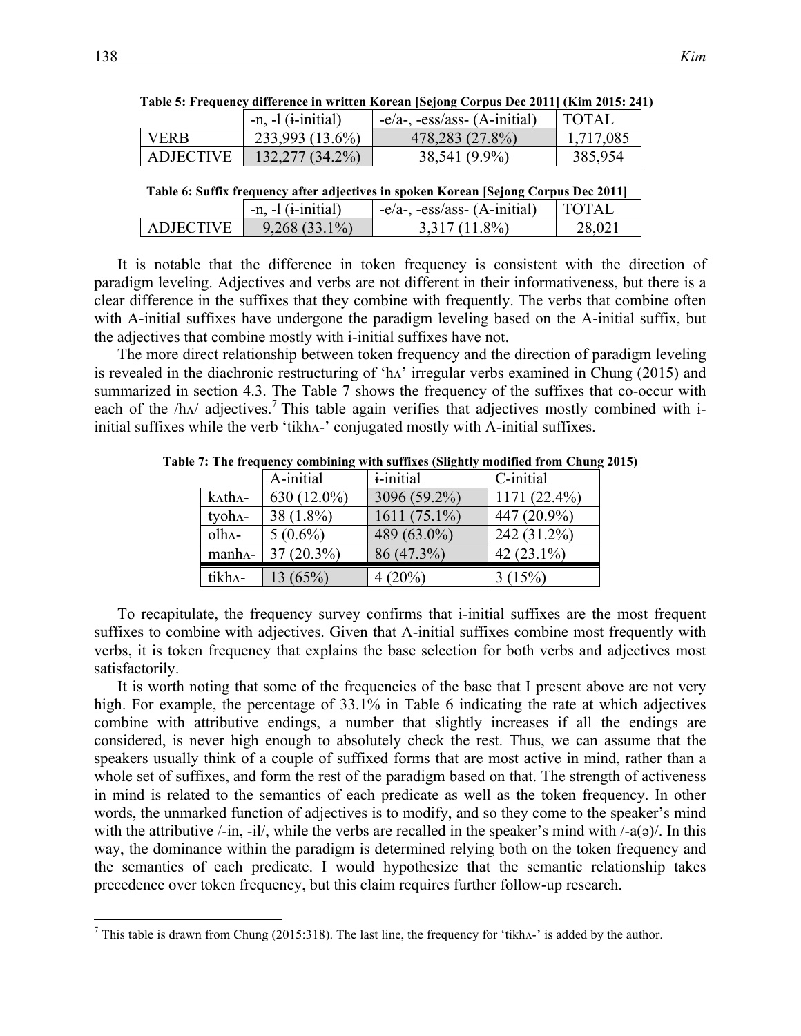**Table 5: Frequency difference in written Korean [Sejong Corpus Dec 2011] (Kim 2015: 241)**

| | -n, -l (ɨ-initial) | -e/a-, -ess/ass- (A-initial) | TOTAL |
|---|---|---|---|
| VERB | 233,993 (13.6%) | 478,283 (27.8%) | 1,717,085 |
| ADJECTIVE | 132,277 (34.2%) | 38,541 (9.9%) | 385,954 |

**Table 6: Suffix frequency after adjectives in spoken Korean [Sejong Corpus Dec 2011]**

| | -n, -l (ɨ-initial) | -e/a-, -ess/ass- (A-initial) | TOTAL |
|---|---|---|---|
| ADJECTIVE | 9,268 (33.1%) | 3,317 (11.8%) | 28,021 |

It is notable that the difference in token frequency is consistent with the direction of paradigm leveling. Adjectives and verbs are not different in their informativeness, but there is a clear difference in the suffixes that they combine with frequently. The verbs that combine often with A-initial suffixes have undergone the paradigm leveling based on the A-initial suffix, but the adjectives that combine mostly with ɨ-initial suffixes have not.

The more direct relationship between token frequency and the direction of paradigm leveling is revealed in the diachronic restructuring of 'hʌ' irregular verbs examined in Chung (2015) and summarized in section 4.3. The Table 7 shows the frequency of the suffixes that co-occur with each of the /hʌ/ adjectives.[7] This table again verifies that adjectives mostly combined with ɨ-initial suffixes while the verb 'tikhʌ-' conjugated mostly with A-initial suffixes.

**Table 7: The frequency combining with suffixes (Slightly modified from Chung 2015)**

| | A-initial | ɨ-initial | C-initial |
|---|---|---|---|
| kʌthʌ- | 630 (12.0%) | 3096 (59.2%) | 1171 (22.4%) |
| tyohʌ- | 38 (1.8%) | 1611 (75.1%) | 447 (20.9%) |
| olhʌ- | 5 (0.6%) | 489 (63.0%) | 242 (31.2%) |
| manhʌ- | 37 (20.3%) | 86 (47.3%) | 42 (23.1%) |
| tikhʌ- | 13 (65%) | 4 (20%) | 3 (15%) |

To recapitulate, the frequency survey confirms that ɨ-initial suffixes are the most frequent suffixes to combine with adjectives. Given that A-initial suffixes combine most frequently with verbs, it is token frequency that explains the base selection for both verbs and adjectives most satisfactorily.

It is worth noting that some of the frequencies of the base that I present above are not very high. For example, the percentage of 33.1% in Table 6 indicating the rate at which adjectives combine with attributive endings, a number that slightly increases if all the endings are considered, is never high enough to absolutely check the rest. Thus, we can assume that the speakers usually think of a couple of suffixed forms that are most active in mind, rather than a whole set of suffixes, and form the rest of the paradigm based on that. The strength of activeness in mind is related to the semantics of each predicate as well as the token frequency. In other words, the unmarked function of adjectives is to modify, and so they come to the speaker's mind with the attributive /-ɨn, -ɨl/, while the verbs are recalled in the speaker's mind with /-a(ə)/. In this way, the dominance within the paradigm is determined relying both on the token frequency and the semantics of each predicate. I would hypothesize that the semantic relationship takes precedence over token frequency, but this claim requires further follow-up research.

[7] This table is drawn from Chung (2015:318). The last line, the frequency for 'tikhʌ-' is added by the author.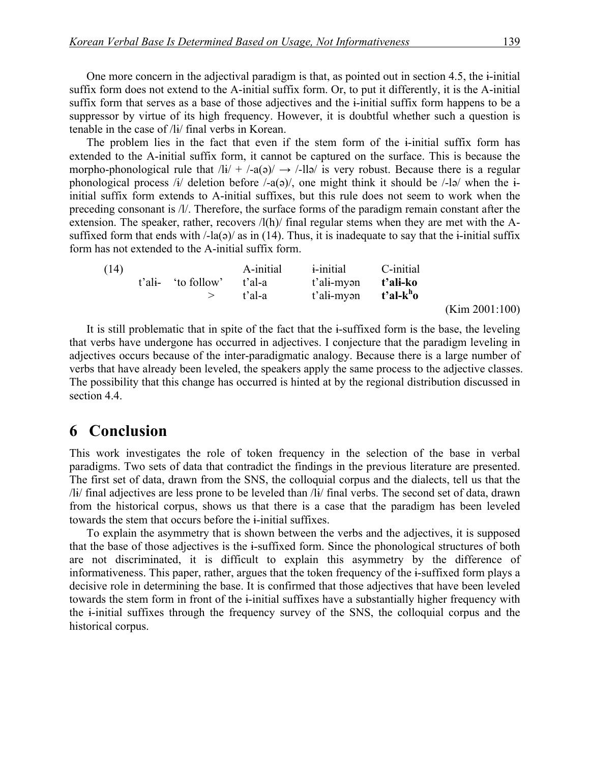One more concern in the adjectival paradigm is that, as pointed out in section 4.5, the ɨ-initial suffix form does not extend to the A-initial suffix form. Or, to put it differently, it is the A-initial suffix form that serves as a base of those adjectives and the ɨ-initial suffix form happens to be a suppressor by virtue of its high frequency. However, it is doubtful whether such a question is tenable in the case of /lɨ/ final verbs in Korean.

The problem lies in the fact that even if the stem form of the ɨ-initial suffix form has extended to the A-initial suffix form, it cannot be captured on the surface. This is because the morpho-phonological rule that /lɨ/ + /-a(ə)/ → /-llə/ is very robust. Because there is a regular phonological process /ɨ/ deletion before /-a(ə)/, one might think it should be /-lə/ when the ɨ-initial suffix form extends to A-initial suffixes, but this rule does not seem to work when the preceding consonant is /l/. Therefore, the surface forms of the paradigm remain constant after the extension. The speaker, rather, recovers /l(h)/ final regular stems when they are met with the A-suffixed form that ends with /-la(ə)/ as in (14). Thus, it is inadequate to say that the ɨ-initial suffix form has not extended to the A-initial suffix form.

(14)

| | | A-initial | ɨ-initial | C-initial |
|---|---|---|---|---|
| t'alɨ- | 'to follow' | t'al-a | t'alɨ-myən | **t'alɨ-ko** |
| | > | t'al-a | t'alɨ-myən | **t'al-kʰo** |

(Kim 2001:100)

It is still problematic that in spite of the fact that the ɨ-suffixed form is the base, the leveling that verbs have undergone has occurred in adjectives. I conjecture that the paradigm leveling in adjectives occurs because of the inter-paradigmatic analogy. Because there is a large number of verbs that have already been leveled, the speakers apply the same process to the adjective classes. The possibility that this change has occurred is hinted at by the regional distribution discussed in section 4.4.

# 6 Conclusion

This work investigates the role of token frequency in the selection of the base in verbal paradigms. Two sets of data that contradict the findings in the previous literature are presented. The first set of data, drawn from the SNS, the colloquial corpus and the dialects, tell us that the /lɨ/ final adjectives are less prone to be leveled than /lɨ/ final verbs. The second set of data, drawn from the historical corpus, shows us that there is a case that the paradigm has been leveled towards the stem that occurs before the ɨ-initial suffixes.

To explain the asymmetry that is shown between the verbs and the adjectives, it is supposed that the base of those adjectives is the ɨ-suffixed form. Since the phonological structures of both are not discriminated, it is difficult to explain this asymmetry by the difference of informativeness. This paper, rather, argues that the token frequency of the ɨ-suffixed form plays a decisive role in determining the base. It is confirmed that those adjectives that have been leveled towards the stem form in front of the ɨ-initial suffixes have a substantially higher frequency with the ɨ-initial suffixes through the frequency survey of the SNS, the colloquial corpus and the historical corpus.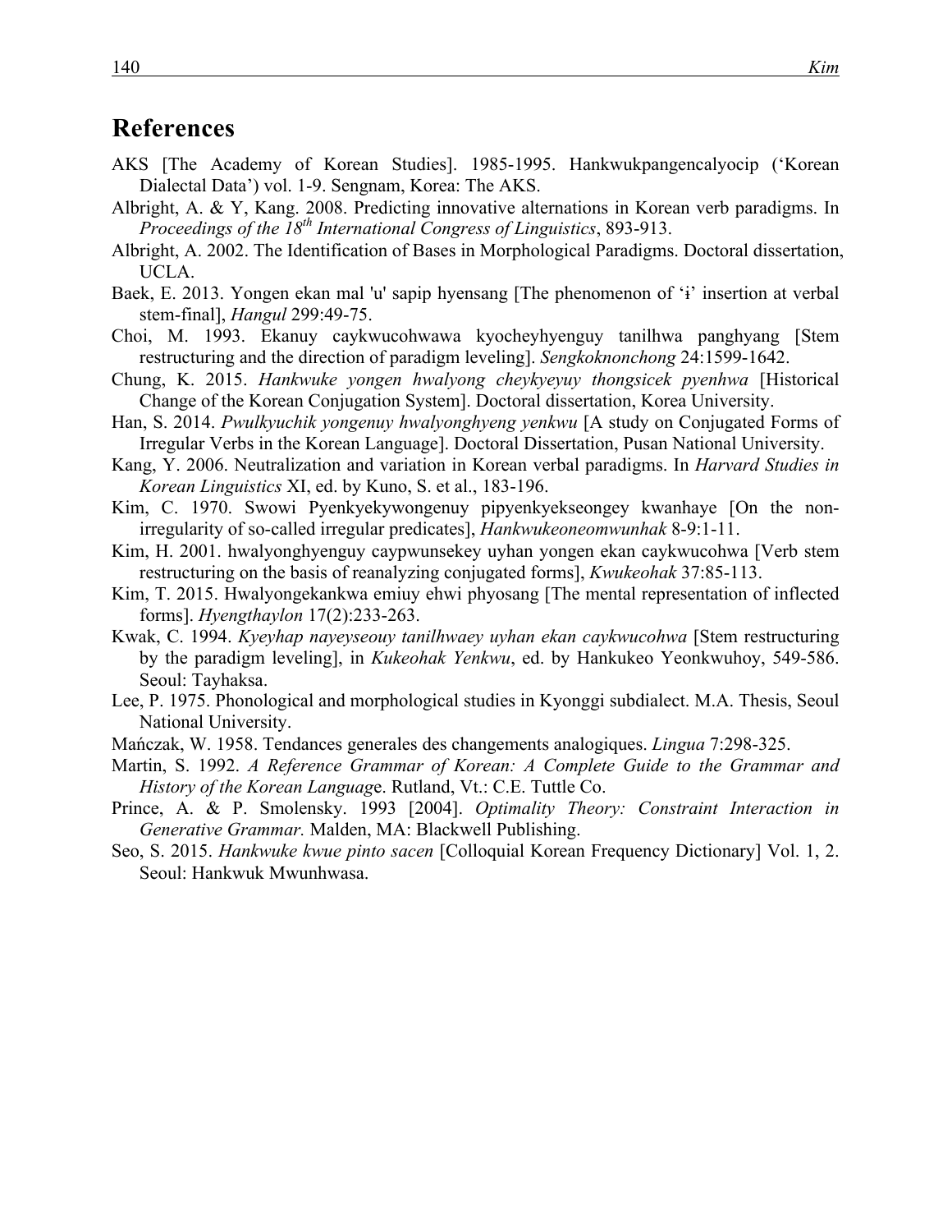# References

AKS [The Academy of Korean Studies]. 1985-1995. Hankwukpangencalyocip ('Korean Dialectal Data') vol. 1-9. Sengnam, Korea: The AKS.

Albright, A. & Y, Kang. 2008. Predicting innovative alternations in Korean verb paradigms. In *Proceedings of the 18th International Congress of Linguistics*, 893-913.

Albright, A. 2002. The Identification of Bases in Morphological Paradigms. Doctoral dissertation, UCLA.

Baek, E. 2013. Yongen ekan mal 'u' sapip hyensang [The phenomenon of 'ɨ' insertion at verbal stem-final], *Hangul* 299:49-75.

Choi, M. 1993. Ekanuy caykwucohwawa kyocheyhyenguy tanilhwa panghyang [Stem restructuring and the direction of paradigm leveling]. *Sengkoknonchong* 24:1599-1642.

Chung, K. 2015. *Hankwuke yongen hwalyong cheykyeyuy thongsicek pyenhwa* [Historical Change of the Korean Conjugation System]. Doctoral dissertation, Korea University.

Han, S. 2014. *Pwulkyuchik yongenuy hwalyonghyeng yenkwu* [A study on Conjugated Forms of Irregular Verbs in the Korean Language]. Doctoral Dissertation, Pusan National University.

Kang, Y. 2006. Neutralization and variation in Korean verbal paradigms. In *Harvard Studies in Korean Linguistics* XI, ed. by Kuno, S. et al., 183-196.

Kim, C. 1970. Swowi Pyenkyekywongenuy pipyenkyekseongey kwanhaye [On the non-irregularity of so-called irregular predicates], *Hankwukeoneomwunhak* 8-9:1-11.

Kim, H. 2001. hwalyonghyenguy caypwunsekey uyhan yongen ekan caykwucohwa [Verb stem restructuring on the basis of reanalyzing conjugated forms], *Kwukeohak* 37:85-113.

Kim, T. 2015. Hwalyongekankwa emiuy ehwi phyosang [The mental representation of inflected forms]. *Hyengthaylon* 17(2):233-263.

Kwak, C. 1994. *Kyeyhap nayeyseouy tanilhwaey uyhan ekan caykwucohwa* [Stem restructuring by the paradigm leveling], in *Kukeohak Yenkwu*, ed. by Hankukeo Yeonkwuhoy, 549-586. Seoul: Tayhaksa.

Lee, P. 1975. Phonological and morphological studies in Kyonggi subdialect. M.A. Thesis, Seoul National University.

Mańczak, W. 1958. Tendances generales des changements analogiques. *Lingua* 7:298-325.

Martin, S. 1992. *A Reference Grammar of Korean: A Complete Guide to the Grammar and History of the Korean Languag*e. Rutland, Vt.: C.E. Tuttle Co.

Prince, A. & P. Smolensky. 1993 [2004]. *Optimality Theory: Constraint Interaction in Generative Grammar.* Malden, MA: Blackwell Publishing.

Seo, S. 2015. *Hankwuke kwue pinto sacen* [Colloquial Korean Frequency Dictionary] Vol. 1, 2. Seoul: Hankwuk Mwunhwasa.